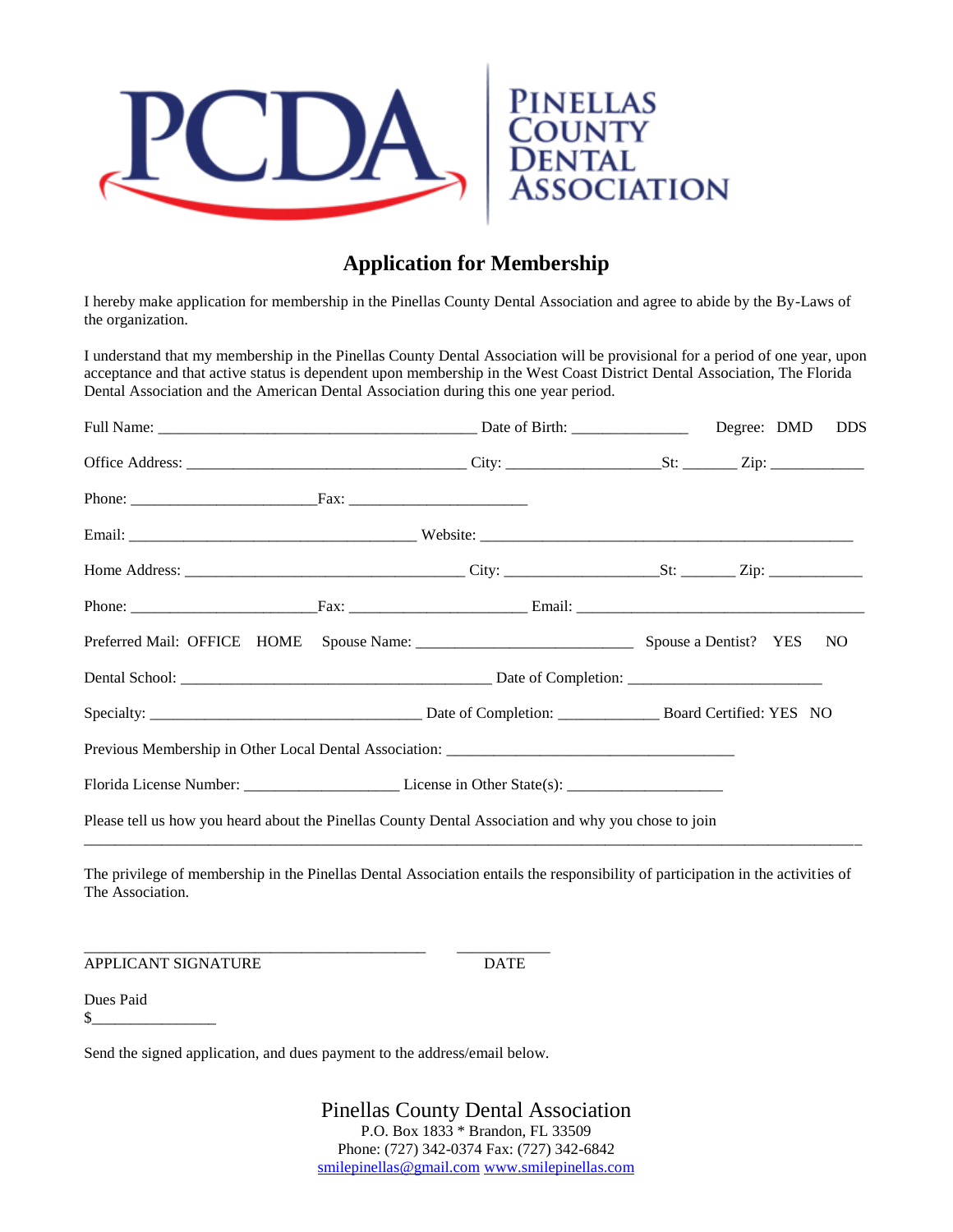PCDA | PINELLAS COUNTY DENTAL ASSOCIATION

## Application for Membership

I hereby make application for membership in the Pinellas County Dental Association and agree to abide by the By-Laws of the organization.

I understand that my membership in the Pinellas County Dental Association will be provisional for a period of one year, upon acceptance and that active status is dependent upon membership in the West Coast District Dental Association, The Florida Dental Association and the American Dental Association during this one year period.

Full Name: ________________________________________ Date of Birth: ______________ Degree: DMD DDS

Office Address: ___________________________________ City: __________________St: ______ Zip: ___________

Phone: ______________________Fax: ______________________

Email: ____________________________________ Website: _______________________________________________

Home Address: ___________________________________ City: __________________St: ______ Zip: ___________

Phone: ______________________Fax: _____________________ Email: _____________________________________

Preferred Mail: OFFICE HOME Spouse Name: ___________________________ Spouse a Dentist? YES NO

Dental School: _______________________________________ Date of Completion: ________________________

Specialty: __________________________________ Date of Completion: ____________ Board Certified: YES NO

Previous Membership in Other Local Dental Association: ____________________________________

Florida License Number: ___________________ License in Other State(s): ___________________

Please tell us how you heard about the Pinellas County Dental Association and why you chose to join

_______________________________________________________________________________________________

The privilege of membership in the Pinellas Dental Association entails the responsibility of participation in the activities of The Association.

__________________________________________ ___________

APPLICANT SIGNATURE DATE

Dues Paid

$_______________

Send the signed application, and dues payment to the address/email below.

Pinellas County Dental Association

P.O. Box 1833 * Brandon, FL 33509

Phone: (727) 342-0374 Fax: (727) 342-6842

smilepinellas@gmail.com www.smilepinellas.com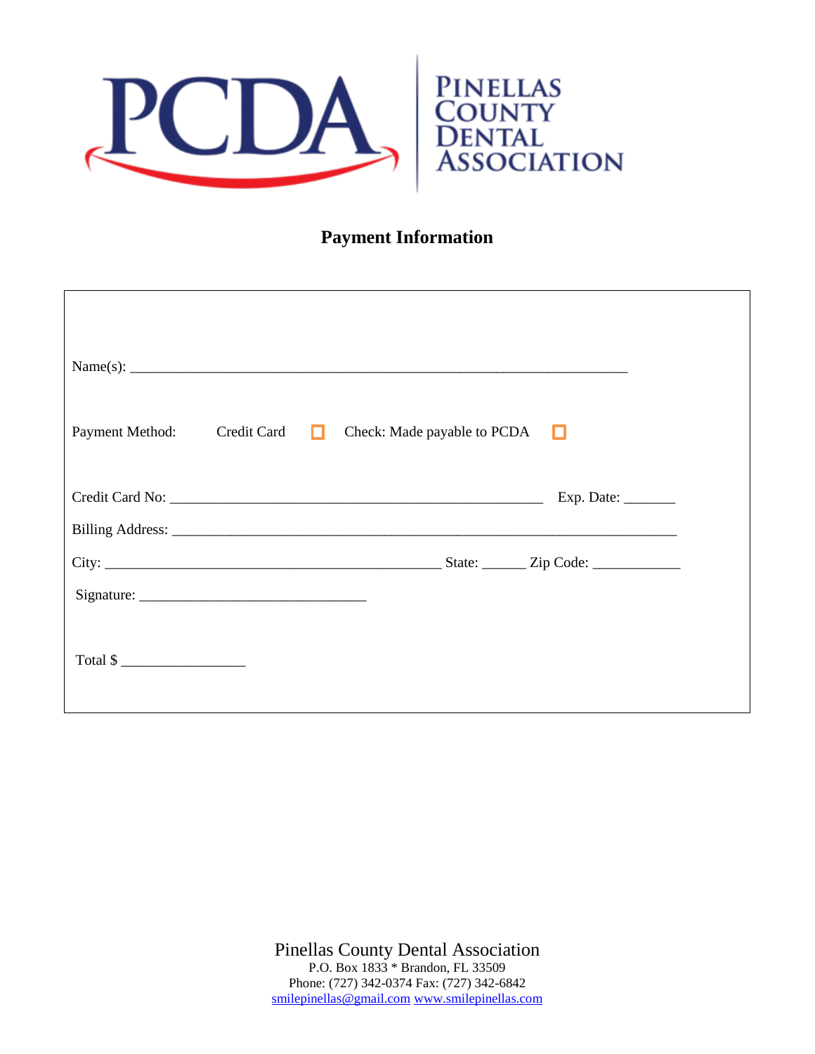PCDA | PINELLAS COUNTY DENTAL ASSOCIATION

## Payment Information

Name(s): ___________________________________________________________________

Payment Method: Credit Card ☐ Check: Made payable to PCDA ☐

Credit Card No: ___________________________________________________ Exp. Date: _______

Billing Address: _____________________________________________________________________

City: ______________________________________________ State: ______ Zip Code: ____________

Signature: _______________________________

Total $ _________________

Pinellas County Dental Association
P.O. Box 1833 * Brandon, FL 33509
Phone: (727) 342-0374 Fax: (727) 342-6842
smilepinellas@gmail.com www.smilepinellas.com